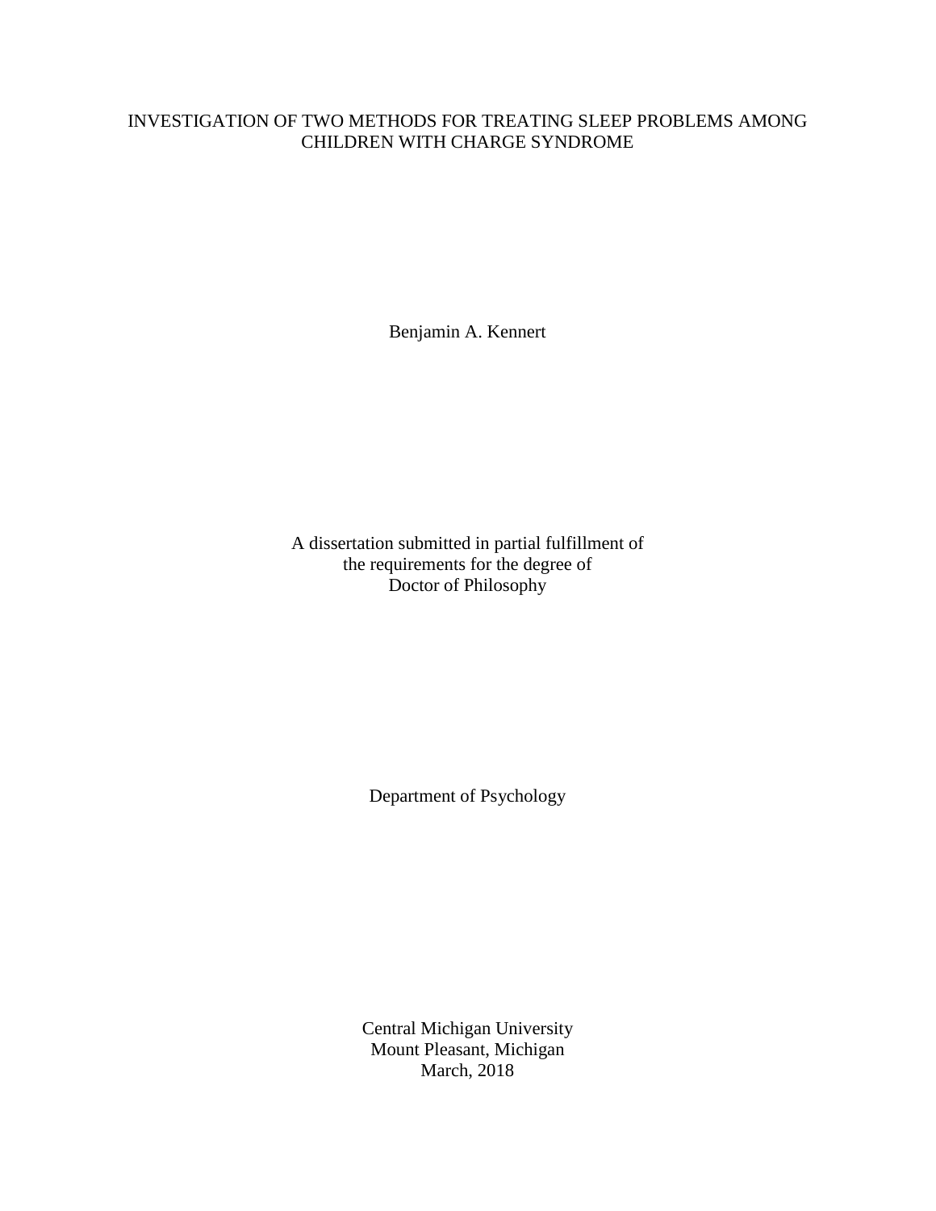# INVESTIGATION OF TWO METHODS FOR TREATING SLEEP PROBLEMS AMONG CHILDREN WITH CHARGE SYNDROME

Benjamin A. Kennert

A dissertation submitted in partial fulfillment of
the requirements for the degree of
Doctor of Philosophy

Department of Psychology

Central Michigan University
Mount Pleasant, Michigan
March, 2018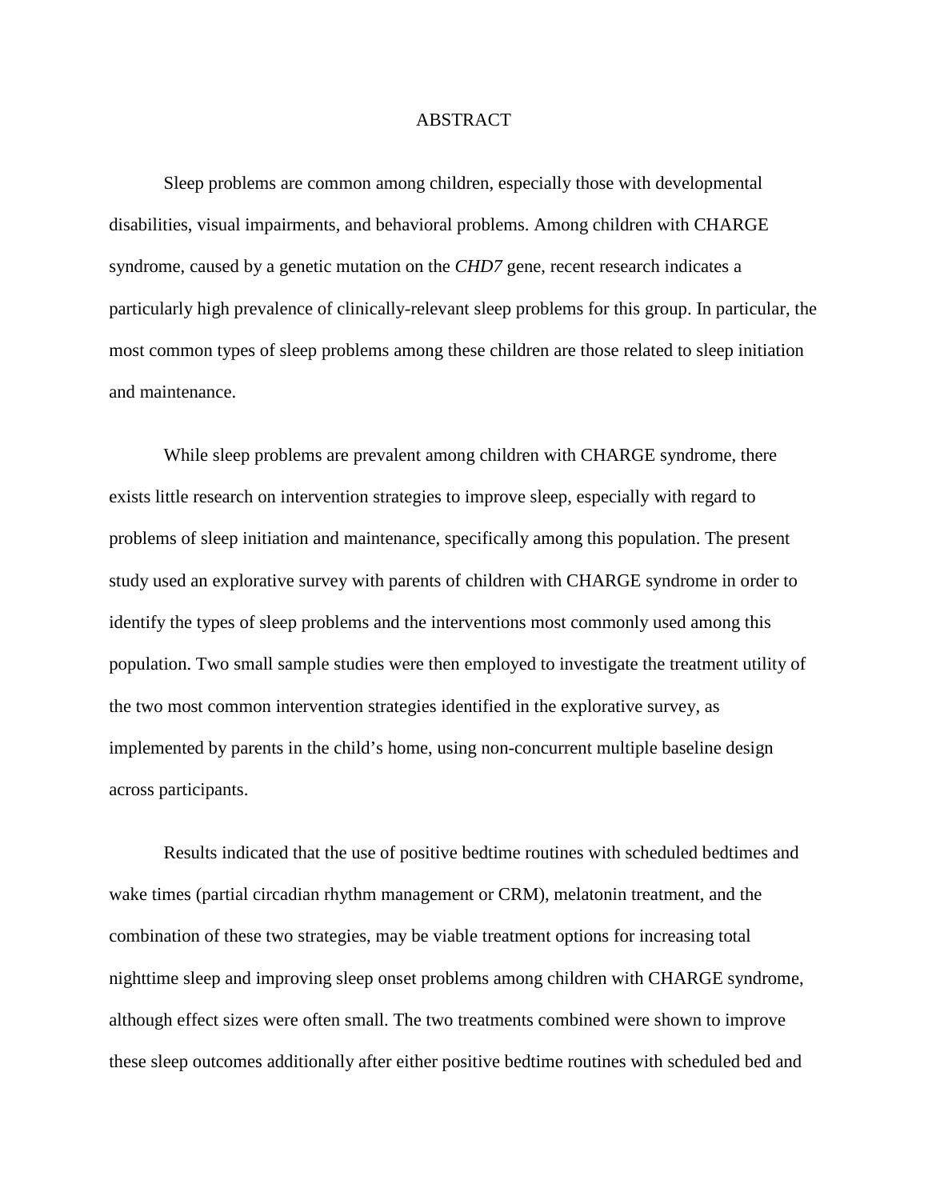# ABSTRACT

Sleep problems are common among children, especially those with developmental disabilities, visual impairments, and behavioral problems. Among children with CHARGE syndrome, caused by a genetic mutation on the *CHD7* gene, recent research indicates a particularly high prevalence of clinically-relevant sleep problems for this group. In particular, the most common types of sleep problems among these children are those related to sleep initiation and maintenance.

While sleep problems are prevalent among children with CHARGE syndrome, there exists little research on intervention strategies to improve sleep, especially with regard to problems of sleep initiation and maintenance, specifically among this population. The present study used an explorative survey with parents of children with CHARGE syndrome in order to identify the types of sleep problems and the interventions most commonly used among this population. Two small sample studies were then employed to investigate the treatment utility of the two most common intervention strategies identified in the explorative survey, as implemented by parents in the child's home, using non-concurrent multiple baseline design across participants.

Results indicated that the use of positive bedtime routines with scheduled bedtimes and wake times (partial circadian rhythm management or CRM), melatonin treatment, and the combination of these two strategies, may be viable treatment options for increasing total nighttime sleep and improving sleep onset problems among children with CHARGE syndrome, although effect sizes were often small. The two treatments combined were shown to improve these sleep outcomes additionally after either positive bedtime routines with scheduled bed and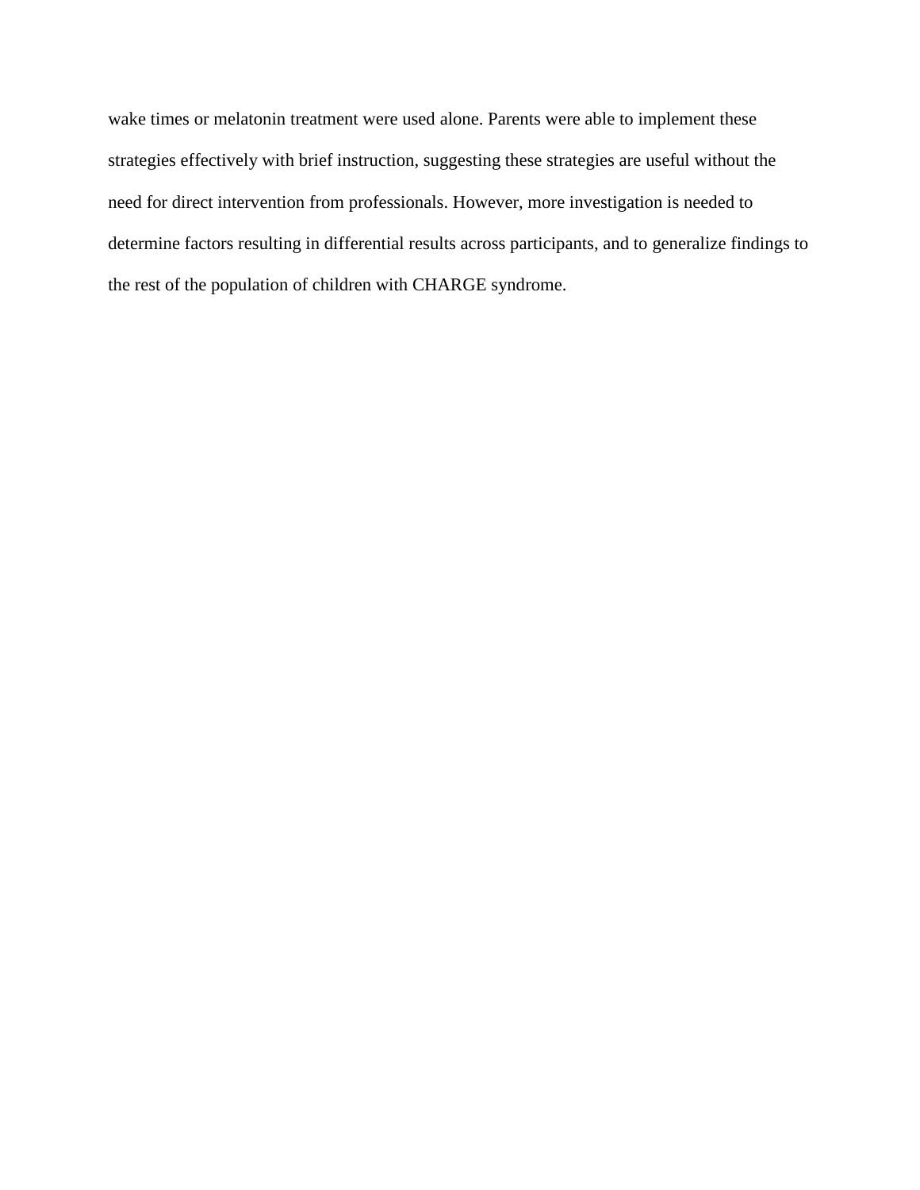wake times or melatonin treatment were used alone. Parents were able to implement these strategies effectively with brief instruction, suggesting these strategies are useful without the need for direct intervention from professionals. However, more investigation is needed to determine factors resulting in differential results across participants, and to generalize findings to the rest of the population of children with CHARGE syndrome.